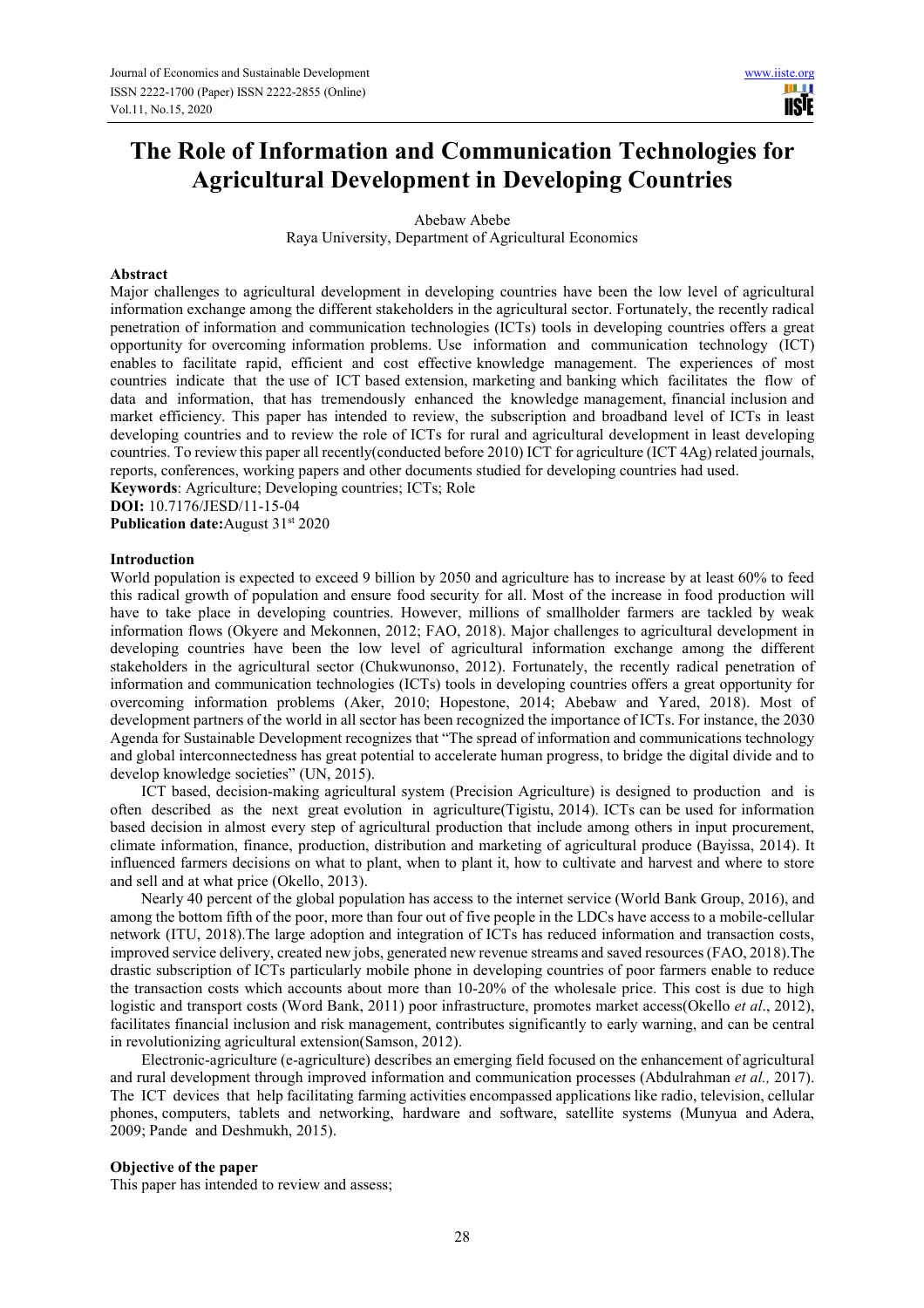# The Role of Information and Communication Technologies for Agricultural Development in Developing Countries

Abebaw Abebe

Raya University, Department of Agricultural Economics

**Abstract**

Major challenges to agricultural development in developing countries have been the low level of agricultural information exchange among the different stakeholders in the agricultural sector. Fortunately, the recently radical penetration of information and communication technologies (ICTs) tools in developing countries offers a great opportunity for overcoming information problems. Use information and communication technology (ICT) enables to facilitate rapid, efficient and cost effective knowledge management. The experiences of most countries indicate that the use of ICT based extension, marketing and banking which facilitates the flow of data and information, that has tremendously enhanced the knowledge management, financial inclusion and market efficiency. This paper has intended to review, the subscription and broadband level of ICTs in least developing countries and to review the role of ICTs for rural and agricultural development in least developing countries. To review this paper all recently(conducted before 2010) ICT for agriculture (ICT 4Ag) related journals, reports, conferences, working papers and other documents studied for developing countries had used.

**Keywords**: Agriculture; Developing countries; ICTs; Role

**DOI:** 10.7176/JESD/11-15-04

**Publication date:**August 31st 2020

**Introduction**

World population is expected to exceed 9 billion by 2050 and agriculture has to increase by at least 60% to feed this radical growth of population and ensure food security for all. Most of the increase in food production will have to take place in developing countries. However, millions of smallholder farmers are tackled by weak information flows (Okyere and Mekonnen, 2012; FAO, 2018). Major challenges to agricultural development in developing countries have been the low level of agricultural information exchange among the different stakeholders in the agricultural sector (Chukwunonso, 2012). Fortunately, the recently radical penetration of information and communication technologies (ICTs) tools in developing countries offers a great opportunity for overcoming information problems (Aker, 2010; Hopestone, 2014; Abebaw and Yared, 2018). Most of development partners of the world in all sector has been recognized the importance of ICTs. For instance, the 2030 Agenda for Sustainable Development recognizes that "The spread of information and communications technology and global interconnectedness has great potential to accelerate human progress, to bridge the digital divide and to develop knowledge societies" (UN, 2015).

ICT based, decision-making agricultural system (Precision Agriculture) is designed to production and is often described as the next great evolution in agriculture(Tigistu, 2014). ICTs can be used for information based decision in almost every step of agricultural production that include among others in input procurement, climate information, finance, production, distribution and marketing of agricultural produce (Bayissa, 2014). It influenced farmers decisions on what to plant, when to plant it, how to cultivate and harvest and where to store and sell and at what price (Okello, 2013).

Nearly 40 percent of the global population has access to the internet service (World Bank Group, 2016), and among the bottom fifth of the poor, more than four out of five people in the LDCs have access to a mobile-cellular network (ITU, 2018).The large adoption and integration of ICTs has reduced information and transaction costs, improved service delivery, created new jobs, generated new revenue streams and saved resources (FAO, 2018).The drastic subscription of ICTs particularly mobile phone in developing countries of poor farmers enable to reduce the transaction costs which accounts about more than 10-20% of the wholesale price. This cost is due to high logistic and transport costs (Word Bank, 2011) poor infrastructure, promotes market access(Okello *et al*., 2012), facilitates financial inclusion and risk management, contributes significantly to early warning, and can be central in revolutionizing agricultural extension(Samson, 2012).

Electronic-agriculture (e-agriculture) describes an emerging field focused on the enhancement of agricultural and rural development through improved information and communication processes (Abdulrahman *et al.,* 2017). The ICT devices that help facilitating farming activities encompassed applications like radio, television, cellular phones, computers, tablets and networking, hardware and software, satellite systems (Munyua and Adera, 2009; Pande and Deshmukh, 2015).

**Objective of the paper**

This paper has intended to review and assess;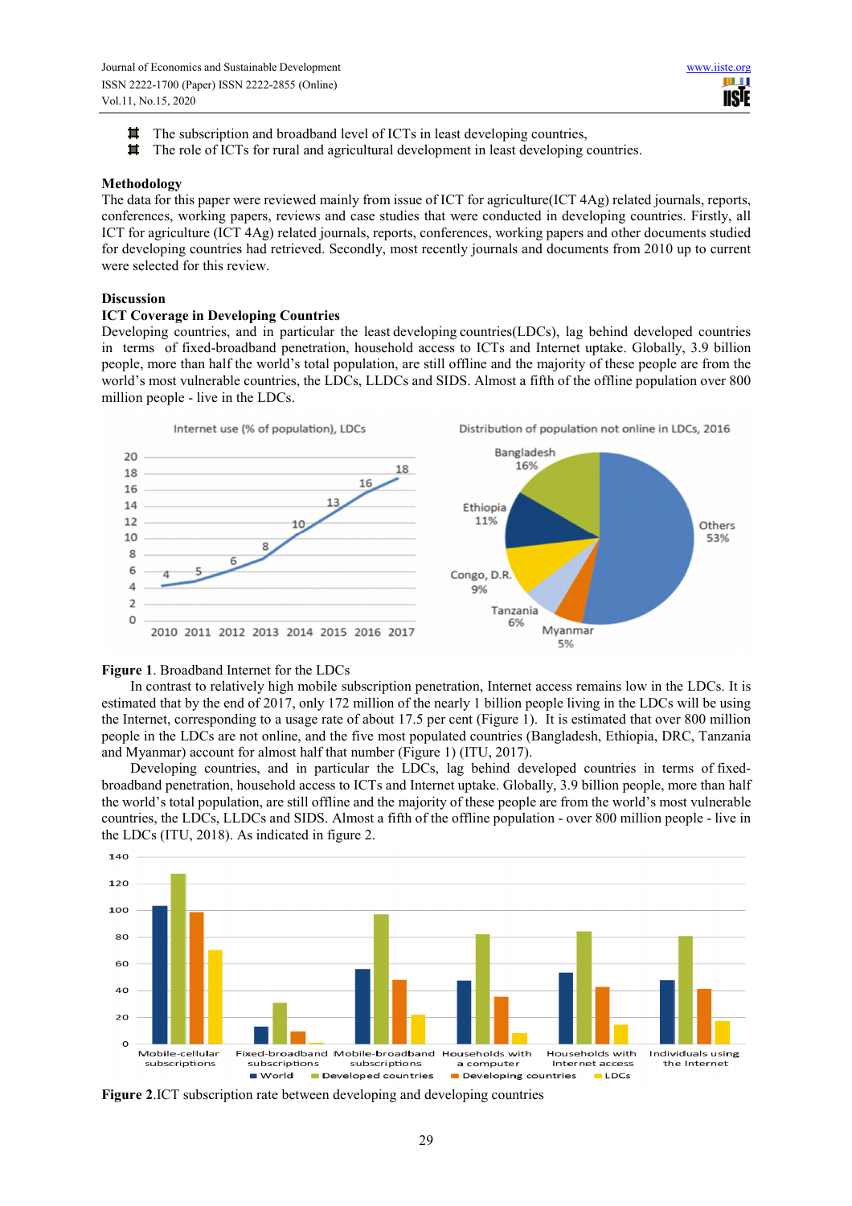- The subscription and broadband level of ICTs in least developing countries,
- The role of ICTs for rural and agricultural development in least developing countries.

**Methodology**

The data for this paper were reviewed mainly from issue of ICT for agriculture(ICT 4Ag) related journals, reports, conferences, working papers, reviews and case studies that were conducted in developing countries. Firstly, all ICT for agriculture (ICT 4Ag) related journals, reports, conferences, working papers and other documents studied for developing countries had retrieved. Secondly, most recently journals and documents from 2010 up to current were selected for this review.

**Discussion**

**ICT Coverage in Developing Countries**

Developing countries, and in particular the least developing countries(LDCs), lag behind developed countries in terms of fixed-broadband penetration, household access to ICTs and Internet uptake. Globally, 3.9 billion people, more than half the world's total population, are still offline and the majority of these people are from the world's most vulnerable countries, the LDCs, LLDCs and SIDS. Almost a fifth of the offline population over 800 million people - live in the LDCs.

**Figure 1**. Broadband Internet for the LDCs

In contrast to relatively high mobile subscription penetration, Internet access remains low in the LDCs. It is estimated that by the end of 2017, only 172 million of the nearly 1 billion people living in the LDCs will be using the Internet, corresponding to a usage rate of about 17.5 per cent (Figure 1). It is estimated that over 800 million people in the LDCs are not online, and the five most populated countries (Bangladesh, Ethiopia, DRC, Tanzania and Myanmar) account for almost half that number (Figure 1) (ITU, 2017).

Developing countries, and in particular the LDCs, lag behind developed countries in terms of fixed-broadband penetration, household access to ICTs and Internet uptake. Globally, 3.9 billion people, more than half the world's total population, are still offline and the majority of these people are from the world's most vulnerable countries, the LDCs, LLDCs and SIDS. Almost a fifth of the offline population - over 800 million people - live in the LDCs (ITU, 2018). As indicated in figure 2.

**Figure 2**.ICT subscription rate between developing and developing countries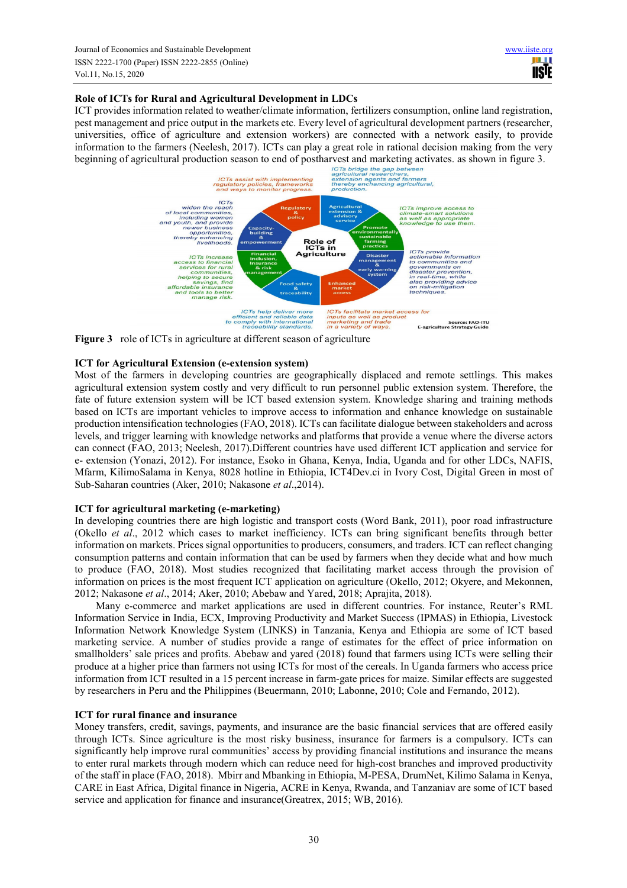### Role of ICTs for Rural and Agricultural Development in LDCs

ICT provides information related to weather/climate information, fertilizers consumption, online land registration, pest management and price output in the markets etc. Every level of agricultural development partners (researcher, universities, office of agriculture and extension workers) are connected with a network easily, to provide information to the farmers (Neelesh, 2017). ICTs can play a great role in rational decision making from the very beginning of agricultural production season to end of postharvest and marketing activates. as shown in figure 3.

**Figure 3** role of ICTs in agriculture at different season of agriculture

### ICT for Agricultural Extension (e-extension system)

Most of the farmers in developing countries are geographically displaced and remote settlings. This makes agricultural extension system costly and very difficult to run personnel public extension system. Therefore, the fate of future extension system will be ICT based extension system. Knowledge sharing and training methods based on ICTs are important vehicles to improve access to information and enhance knowledge on sustainable production intensification technologies (FAO, 2018). ICTs can facilitate dialogue between stakeholders and across levels, and trigger learning with knowledge networks and platforms that provide a venue where the diverse actors can connect (FAO, 2013; Neelesh, 2017).Different countries have used different ICT application and service for e- extension (Yonazi, 2012). For instance, Esoko in Ghana, Kenya, India, Uganda and for other LDCs, NAFIS, Mfarm, KilimoSalama in Kenya, 8028 hotline in Ethiopia, ICT4Dev.ci in Ivory Cost, Digital Green in most of Sub-Saharan countries (Aker, 2010; Nakasone *et al*.,2014).

### ICT for agricultural marketing (e-marketing)

In developing countries there are high logistic and transport costs (Word Bank, 2011), poor road infrastructure (Okello *et al*., 2012 which cases to market inefficiency. ICTs can bring significant benefits through better information on markets. Prices signal opportunities to producers, consumers, and traders. ICT can reflect changing consumption patterns and contain information that can be used by farmers when they decide what and how much to produce (FAO, 2018). Most studies recognized that facilitating market access through the provision of information on prices is the most frequent ICT application on agriculture (Okello, 2012; Okyere, and Mekonnen, 2012; Nakasone *et al*., 2014; Aker, 2010; Abebaw and Yared, 2018; Aprajita, 2018).

Many e-commerce and market applications are used in different countries. For instance, Reuter's RML Information Service in India, ECX, Improving Productivity and Market Success (IPMAS) in Ethiopia, Livestock Information Network Knowledge System (LINKS) in Tanzania, Kenya and Ethiopia are some of ICT based marketing service. A number of studies provide a range of estimates for the effect of price information on smallholders' sale prices and profits. Abebaw and yared (2018) found that farmers using ICTs were selling their produce at a higher price than farmers not using ICTs for most of the cereals. In Uganda farmers who access price information from ICT resulted in a 15 percent increase in farm-gate prices for maize. Similar effects are suggested by researchers in Peru and the Philippines (Beuermann, 2010; Labonne, 2010; Cole and Fernando, 2012).

### ICT for rural finance and insurance

Money transfers, credit, savings, payments, and insurance are the basic financial services that are offered easily through ICTs. Since agriculture is the most risky business, insurance for farmers is a compulsory. ICTs can significantly help improve rural communities' access by providing financial institutions and insurance the means to enter rural markets through modern which can reduce need for high-cost branches and improved productivity of the staff in place (FAO, 2018). Mbirr and Mbanking in Ethiopia, M-PESA, DrumNet, Kilimo Salama in Kenya, CARE in East Africa, Digital finance in Nigeria, ACRE in Kenya, Rwanda, and Tanzaniav are some of ICT based service and application for finance and insurance(Greatrex, 2015; WB, 2016).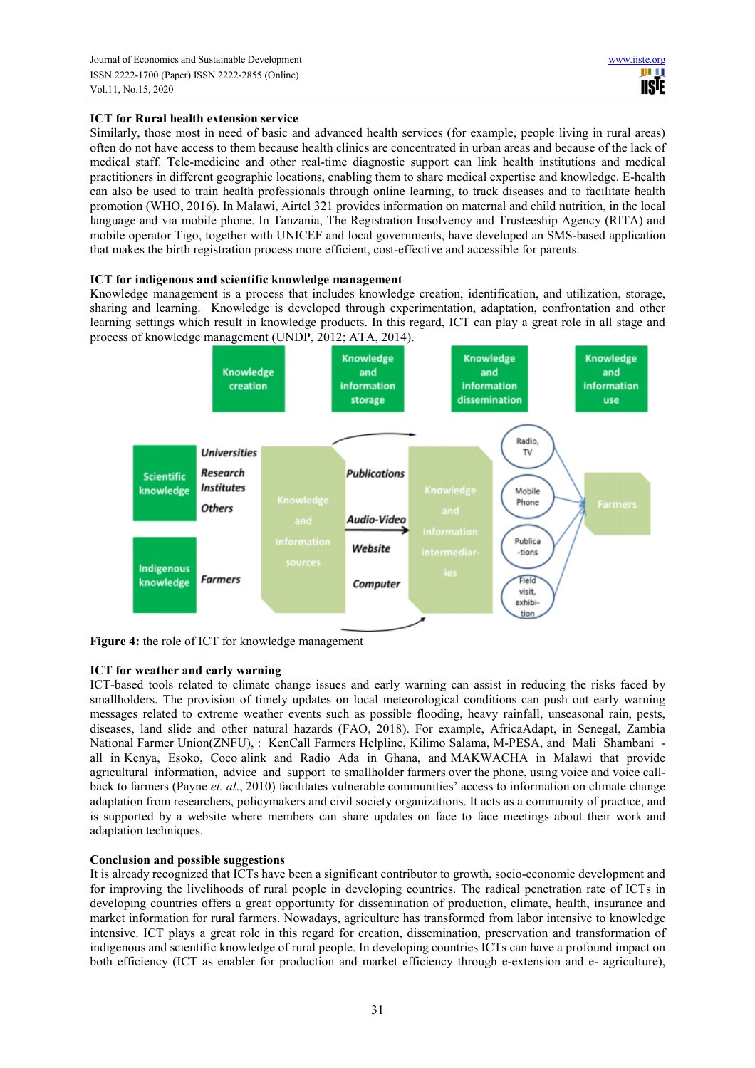## ICT for Rural health extension service

Similarly, those most in need of basic and advanced health services (for example, people living in rural areas) often do not have access to them because health clinics are concentrated in urban areas and because of the lack of medical staff. Tele-medicine and other real-time diagnostic support can link health institutions and medical practitioners in different geographic locations, enabling them to share medical expertise and knowledge. E-health can also be used to train health professionals through online learning, to track diseases and to facilitate health promotion (WHO, 2016). In Malawi, Airtel 321 provides information on maternal and child nutrition, in the local language and via mobile phone. In Tanzania, The Registration Insolvency and Trusteeship Agency (RITA) and mobile operator Tigo, together with UNICEF and local governments, have developed an SMS-based application that makes the birth registration process more efficient, cost-effective and accessible for parents.

## ICT for indigenous and scientific knowledge management

Knowledge management is a process that includes knowledge creation, identification, and utilization, storage, sharing and learning. Knowledge is developed through experimentation, adaptation, confrontation and other learning settings which result in knowledge products. In this regard, ICT can play a great role in all stage and process of knowledge management (UNDP, 2012; ATA, 2014).

**Figure 4:** the role of ICT for knowledge management

## ICT for weather and early warning

ICT-based tools related to climate change issues and early warning can assist in reducing the risks faced by smallholders. The provision of timely updates on local meteorological conditions can push out early warning messages related to extreme weather events such as possible flooding, heavy rainfall, unseasonal rain, pests, diseases, land slide and other natural hazards (FAO, 2018). For example, AfricaAdapt, in Senegal, Zambia National Farmer Union(ZNFU), : KenCall Farmers Helpline, Kilimo Salama, M-PESA, and Mali Shambani - all in Kenya, Esoko, Coco alink and Radio Ada in Ghana, and MAKWACHA in Malawi that provide agricultural information, advice and support to smallholder farmers over the phone, using voice and voice call-back to farmers (Payne *et. al*., 2010) facilitates vulnerable communities' access to information on climate change adaptation from researchers, policymakers and civil society organizations. It acts as a community of practice, and is supported by a website where members can share updates on face to face meetings about their work and adaptation techniques.

## Conclusion and possible suggestions

It is already recognized that ICTs have been a significant contributor to growth, socio-economic development and for improving the livelihoods of rural people in developing countries. The radical penetration rate of ICTs in developing countries offers a great opportunity for dissemination of production, climate, health, insurance and market information for rural farmers. Nowadays, agriculture has transformed from labor intensive to knowledge intensive. ICT plays a great role in this regard for creation, dissemination, preservation and transformation of indigenous and scientific knowledge of rural people. In developing countries ICTs can have a profound impact on both efficiency (ICT as enabler for production and market efficiency through e-extension and e- agriculture),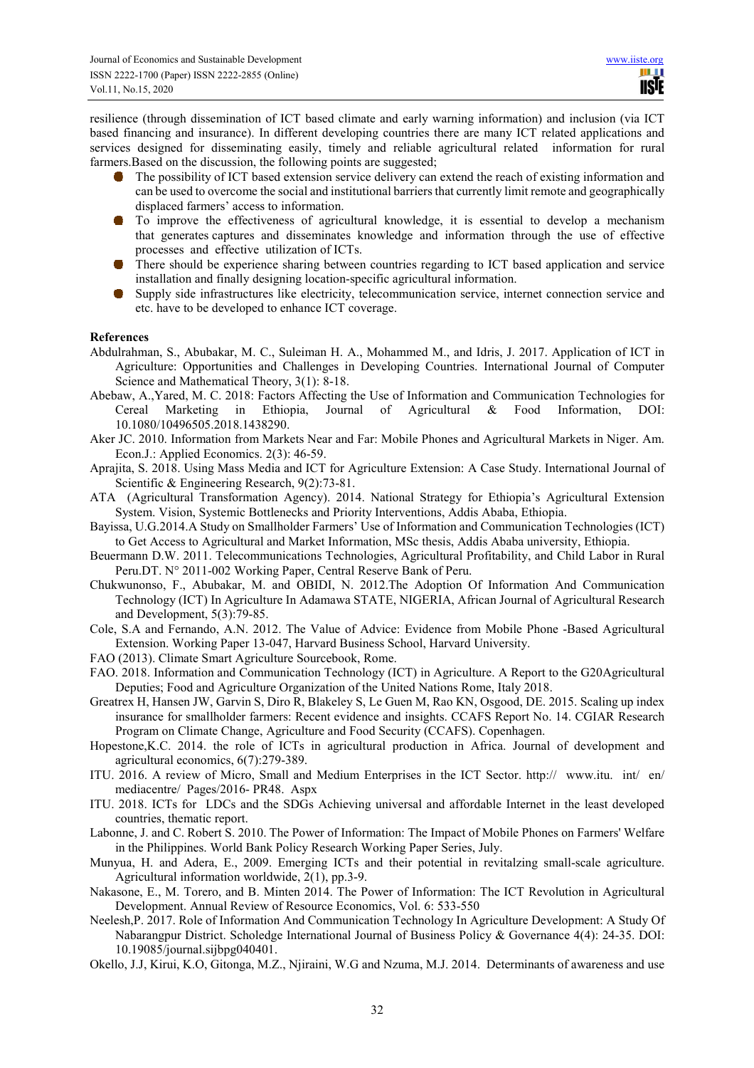resilience (through dissemination of ICT based climate and early warning information) and inclusion (via ICT based financing and insurance). In different developing countries there are many ICT related applications and services designed for disseminating easily, timely and reliable agricultural related information for rural farmers.Based on the discussion, the following points are suggested;

- The possibility of ICT based extension service delivery can extend the reach of existing information and can be used to overcome the social and institutional barriers that currently limit remote and geographically displaced farmers' access to information.
- To improve the effectiveness of agricultural knowledge, it is essential to develop a mechanism that generates captures and disseminates knowledge and information through the use of effective processes and effective utilization of ICTs.
- There should be experience sharing between countries regarding to ICT based application and service installation and finally designing location-specific agricultural information.
- Supply side infrastructures like electricity, telecommunication service, internet connection service and etc. have to be developed to enhance ICT coverage.

**References**

Abdulrahman, S., Abubakar, M. C., Suleiman H. A., Mohammed M., and Idris, J. 2017. Application of ICT in Agriculture: Opportunities and Challenges in Developing Countries. International Journal of Computer Science and Mathematical Theory, 3(1): 8-18.

Abebaw, A.,Yared, M. C. 2018: Factors Affecting the Use of Information and Communication Technologies for Cereal Marketing in Ethiopia, Journal of Agricultural & Food Information, DOI: 10.1080/10496505.2018.1438290.

Aker JC. 2010. Information from Markets Near and Far: Mobile Phones and Agricultural Markets in Niger. Am. Econ.J.: Applied Economics. 2(3): 46-59.

Aprajita, S. 2018. Using Mass Media and ICT for Agriculture Extension: A Case Study. International Journal of Scientific & Engineering Research, 9(2):73-81.

ATA (Agricultural Transformation Agency). 2014. National Strategy for Ethiopia's Agricultural Extension System. Vision, Systemic Bottlenecks and Priority Interventions, Addis Ababa, Ethiopia.

Bayissa, U.G.2014.A Study on Smallholder Farmers' Use of Information and Communication Technologies (ICT) to Get Access to Agricultural and Market Information, MSc thesis, Addis Ababa university, Ethiopia.

Beuermann D.W. 2011. Telecommunications Technologies, Agricultural Profitability, and Child Labor in Rural Peru.DT. N° 2011-002 Working Paper, Central Reserve Bank of Peru.

Chukwunonso, F., Abubakar, M. and OBIDI, N. 2012.The Adoption Of Information And Communication Technology (ICT) In Agriculture In Adamawa STATE, NIGERIA, African Journal of Agricultural Research and Development, 5(3):79-85.

Cole, S.A and Fernando, A.N. 2012. The Value of Advice: Evidence from Mobile Phone -Based Agricultural Extension. Working Paper 13-047, Harvard Business School, Harvard University.

FAO (2013). Climate Smart Agriculture Sourcebook, Rome.

FAO. 2018. Information and Communication Technology (ICT) in Agriculture. A Report to the G20Agricultural Deputies; Food and Agriculture Organization of the United Nations Rome, Italy 2018.

Greatrex H, Hansen JW, Garvin S, Diro R, Blakeley S, Le Guen M, Rao KN, Osgood, DE. 2015. Scaling up index insurance for smallholder farmers: Recent evidence and insights. CCAFS Report No. 14. CGIAR Research Program on Climate Change, Agriculture and Food Security (CCAFS). Copenhagen.

Hopestone,K.C. 2014. the role of ICTs in agricultural production in Africa. Journal of development and agricultural economics, 6(7):279-389.

ITU. 2016. A review of Micro, Small and Medium Enterprises in the ICT Sector. http:// www.itu. int/ en/ mediacentre/ Pages/2016- PR48. Aspx

ITU. 2018. ICTs for LDCs and the SDGs Achieving universal and affordable Internet in the least developed countries, thematic report.

Labonne, J. and C. Robert S. 2010. The Power of Information: The Impact of Mobile Phones on Farmers' Welfare in the Philippines. World Bank Policy Research Working Paper Series, July.

Munyua, H. and Adera, E., 2009. Emerging ICTs and their potential in revitalzing small-scale agriculture. Agricultural information worldwide, 2(1), pp.3-9.

Nakasone, E., M. Torero, and B. Minten 2014. The Power of Information: The ICT Revolution in Agricultural Development. Annual Review of Resource Economics, Vol. 6: 533-550

Neelesh,P. 2017. Role of Information And Communication Technology In Agriculture Development: A Study Of Nabarangpur District. Scholedge International Journal of Business Policy & Governance 4(4): 24-35. DOI: 10.19085/journal.sijbpg040401.

Okello, J.J, Kirui, K.O, Gitonga, M.Z., Njiraini, W.G and Nzuma, M.J. 2014. Determinants of awareness and use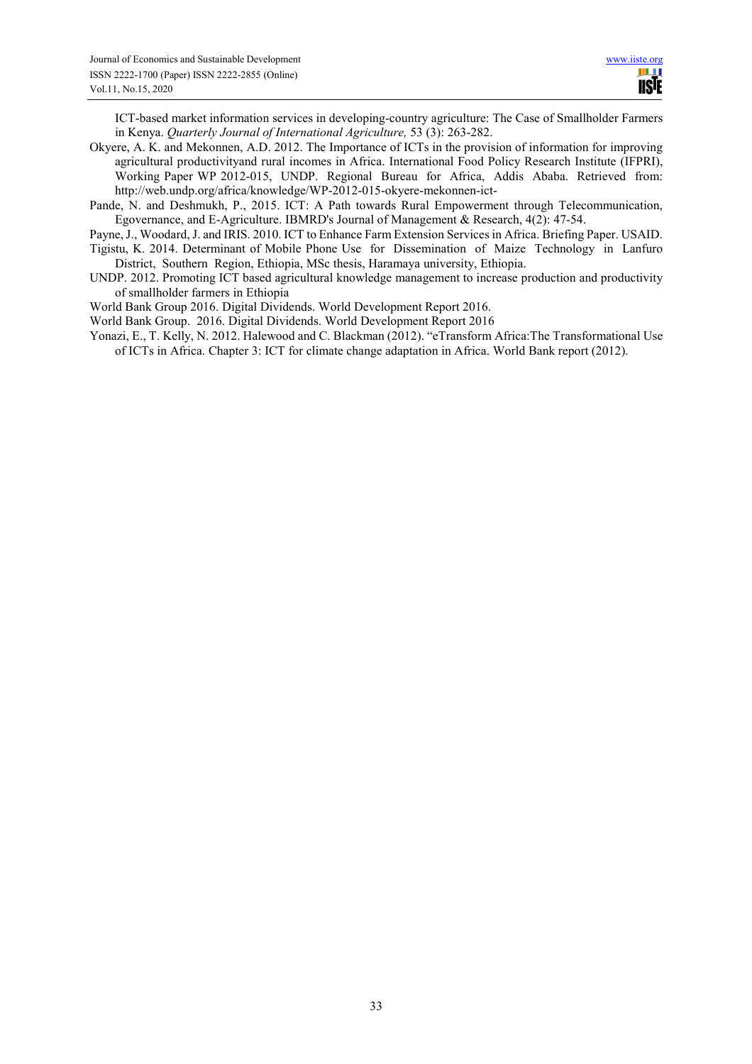ICT-based market information services in developing-country agriculture: The Case of Smallholder Farmers in Kenya. *Quarterly Journal of International Agriculture,* 53 (3): 263-282.

Okyere, A. K. and Mekonnen, A.D. 2012. The Importance of ICTs in the provision of information for improving agricultural productivityand rural incomes in Africa. International Food Policy Research Institute (IFPRI), Working Paper WP 2012-015, UNDP. Regional Bureau for Africa, Addis Ababa. Retrieved from: http://web.undp.org/africa/knowledge/WP-2012-015-okyere-mekonnen-ict-

Pande, N. and Deshmukh, P., 2015. ICT: A Path towards Rural Empowerment through Telecommunication, Egovernance, and E-Agriculture. IBMRD's Journal of Management & Research, 4(2): 47-54.

Payne, J., Woodard, J. and IRIS. 2010. ICT to Enhance Farm Extension Services in Africa. Briefing Paper. USAID.

Tigistu, K. 2014. Determinant of Mobile Phone Use for Dissemination of Maize Technology in Lanfuro District, Southern Region, Ethiopia, MSc thesis, Haramaya university, Ethiopia.

UNDP. 2012. Promoting ICT based agricultural knowledge management to increase production and productivity of smallholder farmers in Ethiopia

World Bank Group 2016. Digital Dividends. World Development Report 2016.

World Bank Group. 2016. Digital Dividends. World Development Report 2016

Yonazi, E., T. Kelly, N. 2012. Halewood and C. Blackman (2012). "eTransform Africa:The Transformational Use of ICTs in Africa. Chapter 3: ICT for climate change adaptation in Africa. World Bank report (2012).